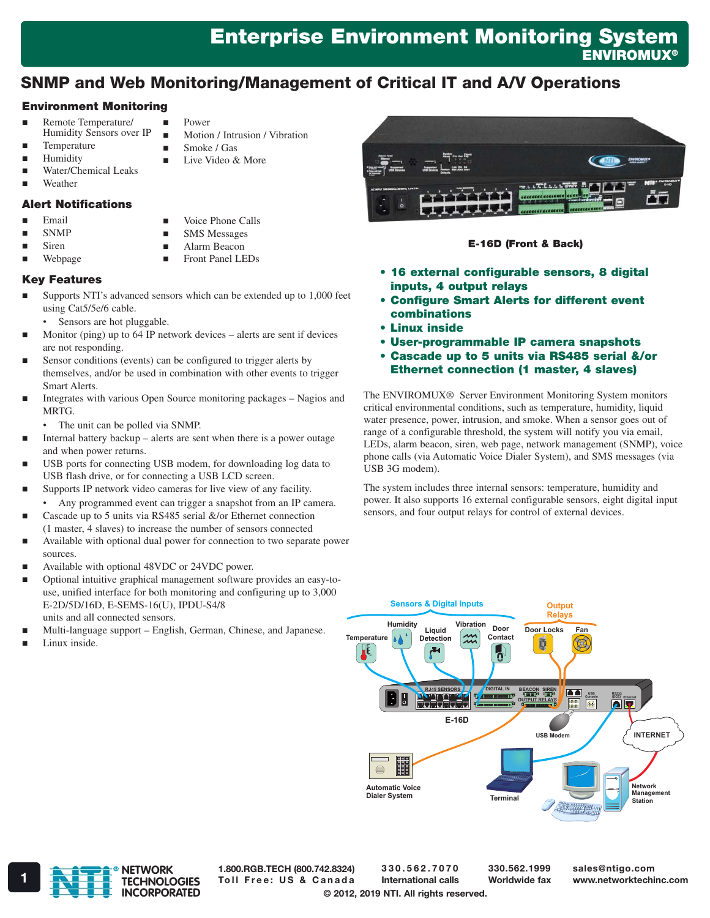# Enterprise Environment Monitoring System

**ENVIROMUX®**

## SNMP and Web Monitoring/Management of Critical IT and A/V Operations

### Environment Monitoring

- Remote Temperature/ Humidity Sensors over IP
- Temperature
- Humidity
- Water/Chemical Leaks
- Weather
- Power
- Motion / Intrusion / Vibration
- Smoke / Gas
- Live Video & More

### Alert Notifications

- Email
- SNMP
- Siren
- Webpage
- Voice Phone Calls
- SMS Messages
- Alarm Beacon
- Front Panel LEDs

### Key Features

- Supports NTI's advanced sensors which can be extended up to 1,000 feet using Cat5/5e/6 cable.
  - Sensors are hot pluggable.
- Monitor (ping) up to 64 IP network devices – alerts are sent if devices are not responding.
- Sensor conditions (events) can be configured to trigger alerts by themselves, and/or be used in combination with other events to trigger Smart Alerts.
- Integrates with various Open Source monitoring packages – Nagios and MRTG.
  - The unit can be polled via SNMP.
- Internal battery backup – alerts are sent when there is a power outage and when power returns.
- USB ports for connecting USB modem, for downloading log data to USB flash drive, or for connecting a USB LCD screen.
- Supports IP network video cameras for live view of any facility.
  - Any programmed event can trigger a snapshot from an IP camera.
- Cascade up to 5 units via RS485 serial &/or Ethernet connection (1 master, 4 slaves) to increase the number of sensors connected
- Available with optional dual power for connection to two separate power sources.
- Available with optional 48VDC or 24VDC power.
- Optional intuitive graphical management software provides an easy-to-use, unified interface for both monitoring and configuring up to 3,000 E-2D/5D/16D, E-SEMS-16(U), IPDU-S4/8 units and all connected sensors.
- Multi-language support – English, German, Chinese, and Japanese.
- Linux inside.

**E-16D (Front & Back)**

- **16 external configurable sensors, 8 digital inputs, 4 output relays**
- **Configure Smart Alerts for different event combinations**
- **Linux inside**
- **User-programmable IP camera snapshots**
- **Cascade up to 5 units via RS485 serial &/or Ethernet connection (1 master, 4 slaves)**

The ENVIROMUX® Server Environment Monitoring System monitors critical environmental conditions, such as temperature, humidity, liquid water presence, power, intrusion, and smoke. When a sensor goes out of range of a configurable threshold, the system will notify you via email, LEDs, alarm beacon, siren, web page, network management (SNMP), voice phone calls (via Automatic Voice Dialer System), and SMS messages (via USB 3G modem).

The system includes three internal sensors: temperature, humidity and power. It also supports 16 external configurable sensors, eight digital input sensors, and four output relays for control of external devices.

1.800.RGB.TECH (800.742.8324) Toll Free: US & Canada | 330.562.7070 International calls | 330.562.1999 Worldwide fax | sales@ntigo.com www.networktechinc.com

© 2012, 2019 NTI. All rights reserved.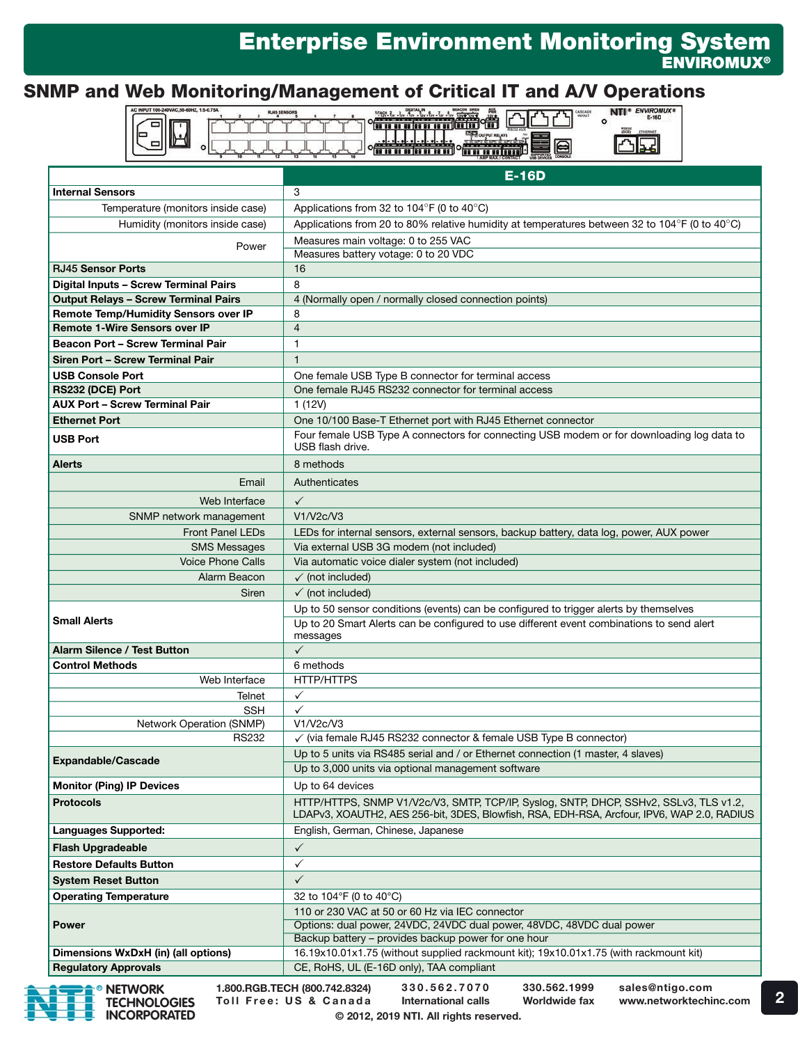## Enterprise Environment Monitoring System

**ENVIROMUX®**

## SNMP and Web Monitoring/Management of Critical IT and A/V Operations

| | E-16D |
|---|---|
| **Internal Sensors** | 3 |
| Temperature (monitors inside case) | Applications from 32 to 104°F (0 to 40°C) |
| Humidity (monitors inside case) | Applications from 20 to 80% relative humidity at temperatures between 32 to 104°F (0 to 40°C) |
| Power | Measures main voltage: 0 to 255 VAC<br>Measures battery votage: 0 to 20 VDC |
| **RJ45 Sensor Ports** | 16 |
| **Digital Inputs – Screw Terminal Pairs** | 8 |
| **Output Relays – Screw Terminal Pairs** | 4 (Normally open / normally closed connection points) |
| **Remote Temp/Humidity Sensors over IP** | 8 |
| **Remote 1-Wire Sensors over IP** | 4 |
| **Beacon Port – Screw Terminal Pair** | 1 |
| **Siren Port – Screw Terminal Pair** | 1 |
| **USB Console Port** | One female USB Type B connector for terminal access |
| **RS232 (DCE) Port** | One female RJ45 RS232 connector for terminal access |
| **AUX Port – Screw Terminal Pair** | 1 (12V) |
| **Ethernet Port** | One 10/100 Base-T Ethernet port with RJ45 Ethernet connector |
| **USB Port** | Four female USB Type A connectors for connecting USB modem or for downloading log data to USB flash drive. |
| **Alerts** | 8 methods |
| Email | Authenticates |
| Web Interface | ✓ |
| SNMP network management | V1/V2c/V3 |
| Front Panel LEDs | LEDs for internal sensors, external sensors, backup battery, data log, power, AUX power |
| SMS Messages | Via external USB 3G modem (not included) |
| Voice Phone Calls | Via automatic voice dialer system (not included) |
| Alarm Beacon | ✓ (not included) |
| Siren | ✓ (not included) |
| **Small Alerts** | Up to 50 sensor conditions (events) can be configured to trigger alerts by themselves<br>Up to 20 Smart Alerts can be configured to use different event combinations to send alert messages |
| **Alarm Silence / Test Button** | ✓ |
| **Control Methods** | 6 methods |
| Web Interface | HTTP/HTTPS |
| Telnet | ✓ |
| SSH | ✓ |
| Network Operation (SNMP) | V1/V2c/V3 |
| RS232 | ✓ (via female RJ45 RS232 connector & female USB Type B connector) |
| **Expandable/Cascade** | Up to 5 units via RS485 serial and / or Ethernet connection (1 master, 4 slaves)<br>Up to 3,000 units via optional management software |
| **Monitor (Ping) IP Devices** | Up to 64 devices |
| **Protocols** | HTTP/HTTPS, SNMP V1/V2c/V3, SMTP, TCP/IP, Syslog, SNTP, DHCP, SSHv2, SSLv3, TLS v1.2, LDAPv3, XOAUTH2, AES 256-bit, 3DES, Blowfish, RSA, EDH-RSA, Arcfour, IPV6, WAP 2.0, RADIUS |
| **Languages Supported:** | English, German, Chinese, Japanese |
| **Flash Upgradeable** | ✓ |
| **Restore Defaults Button** | ✓ |
| **System Reset Button** | ✓ |
| **Operating Temperature** | 32 to 104°F (0 to 40°C) |
| **Power** | 110 or 230 VAC at 50 or 60 Hz via IEC connector<br>Options: dual power, 24VDC, 24VDC dual power, 48VDC, 48VDC dual power<br>Backup battery – provides backup power for one hour |
| **Dimensions WxDxH (in) (all options)** | 16.19x10.01x1.75 (without supplied rackmount kit); 19x10.01x1.75 (with rackmount kit) |
| **Regulatory Approvals** | CE, RoHS, UL (E-16D only), TAA compliant |

NETWORK TECHNOLOGIES INCORPORATED

1.800.RGB.TECH (800.742.8324) Toll Free: US & Canada | 330.562.7070 International calls | 330.562.1999 Worldwide fax | sales@ntigo.com www.networktechinc.com

© 2012, 2019 NTI. All rights reserved.